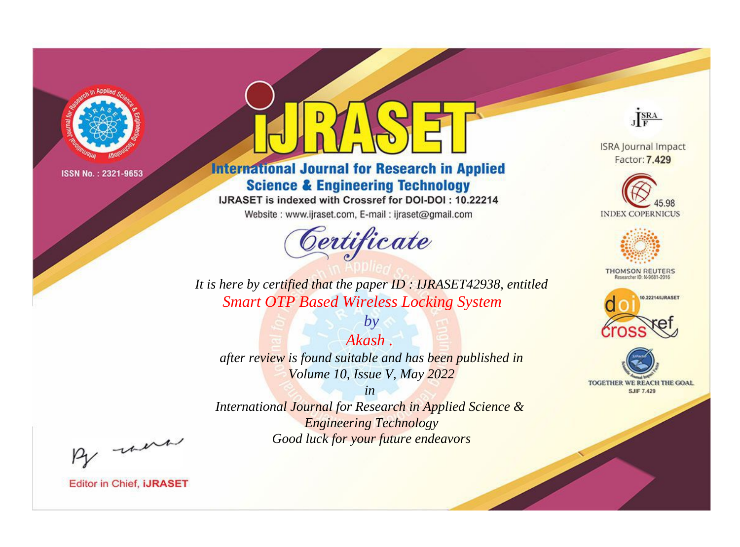ISSN No. : 2321-9653

# IJRASET

## International Journal for Research in Applied Science & Engineering Technology

IJRASET is indexed with Crossref for DOI-DOI : 10.22214

Website : www.ijraset.com, E-mail : ijraset@gmail.com

## Certificate

*It is here by certified that the paper ID : IJRASET42938, entitled*

*Smart OTP Based Wireless Locking System*

*by*

*Akash .*

*after review is found suitable and has been published in*

*Volume 10, Issue V, May 2022*

*in*

*International Journal for Research in Applied Science & Engineering Technology*

*Good luck for your future endeavors*

ISRA Journal Impact Factor: **7.429**

45.98 INDEX COPERNICUS

THOMSON REUTERS Researcher ID: N-9681-2016

10.22214/IJRASET

TOGETHER WE REACH THE GOAL SJIF 7.429

Editor in Chief, **IJRASET**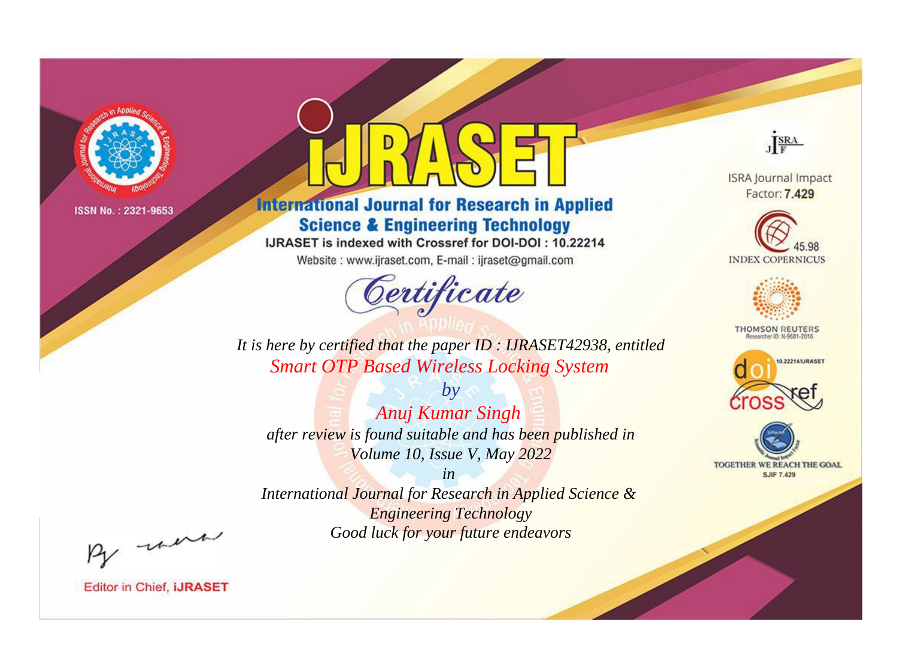ISSN No. : 2321-9653

# IJRASET

## International Journal for Research in Applied Science & Engineering Technology

IJRASET is indexed with Crossref for DOI-DOI : 10.22214

Website : www.ijraset.com, E-mail : ijraset@gmail.com

ISRA Journal Impact Factor: **7.429**

45.98 INDEX COPERNICUS

THOMSON REUTERS Researcher ID: N-9681-2016

10.22214/IJRASET

TOGETHER WE REACH THE GOAL SJIF 7.429

# *Certificate*

*It is here by certified that the paper ID : IJRASET42938, entitled*

*Smart OTP Based Wireless Locking System*

*by*

*Anuj Kumar Singh*

*after review is found suitable and has been published in*

*Volume 10, Issue V, May 2022*

*in*

*International Journal for Research in Applied Science & Engineering Technology*

*Good luck for your future endeavors*

Editor in Chief, **iJRASET**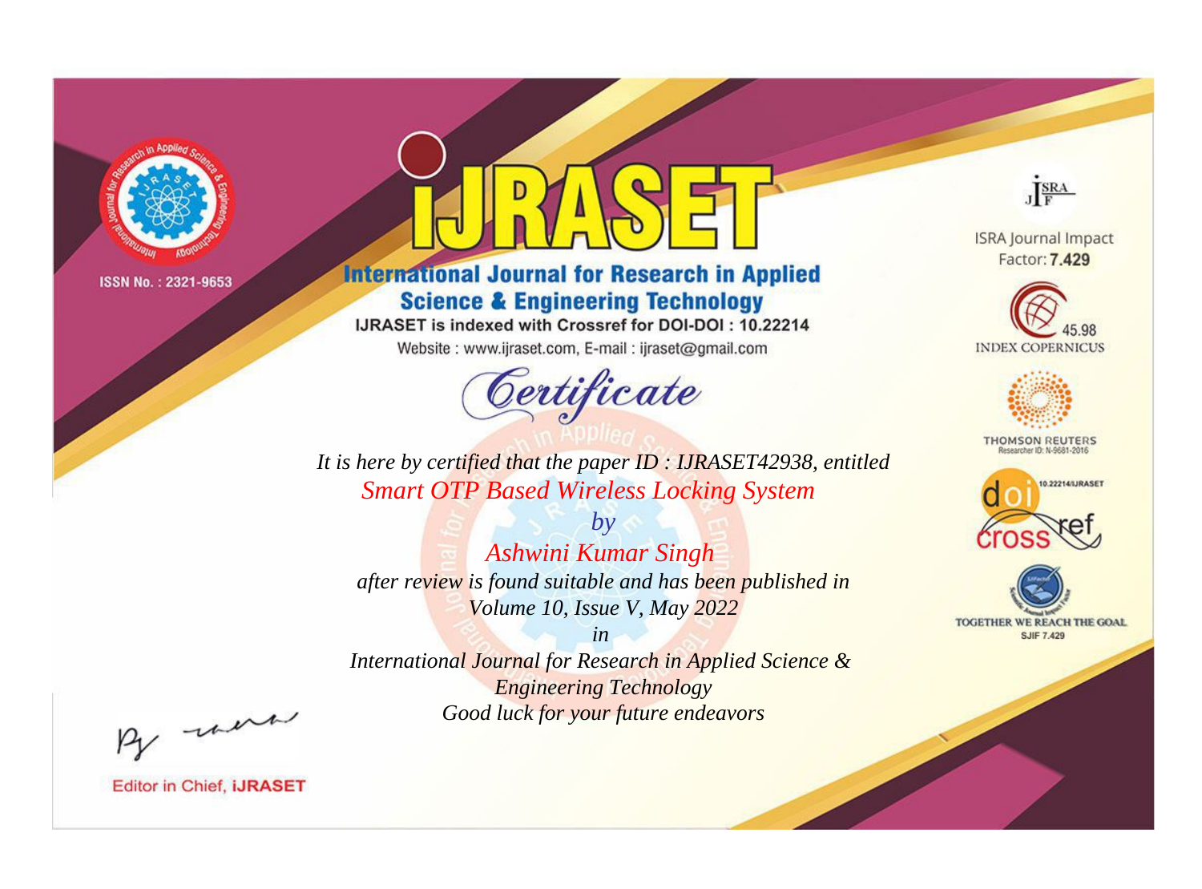ISSN No. : 2321-9653

# iJRASET

## International Journal for Research in Applied Science & Engineering Technology

IJRASET is indexed with Crossref for DOI-DOI : 10.22214

Website : www.ijraset.com, E-mail : ijraset@gmail.com

# Certificate

*It is here by certified that the paper ID : IJRASET42938, entitled*

*Smart OTP Based Wireless Locking System*

*by*

*Ashwini Kumar Singh*

*after review is found suitable and has been published in*

*Volume 10, Issue V, May 2022*

*in*

*International Journal for Research in Applied Science & Engineering Technology*

*Good luck for your future endeavors*

ISRA Journal Impact Factor: **7.429**

45.98 INDEX COPERNICUS

THOMSON REUTERS Researcher ID: N-9681-2016

10.22214/IJRASET

TOGETHER WE REACH THE GOAL SJIF 7.429

Editor in Chief, **iJRASET**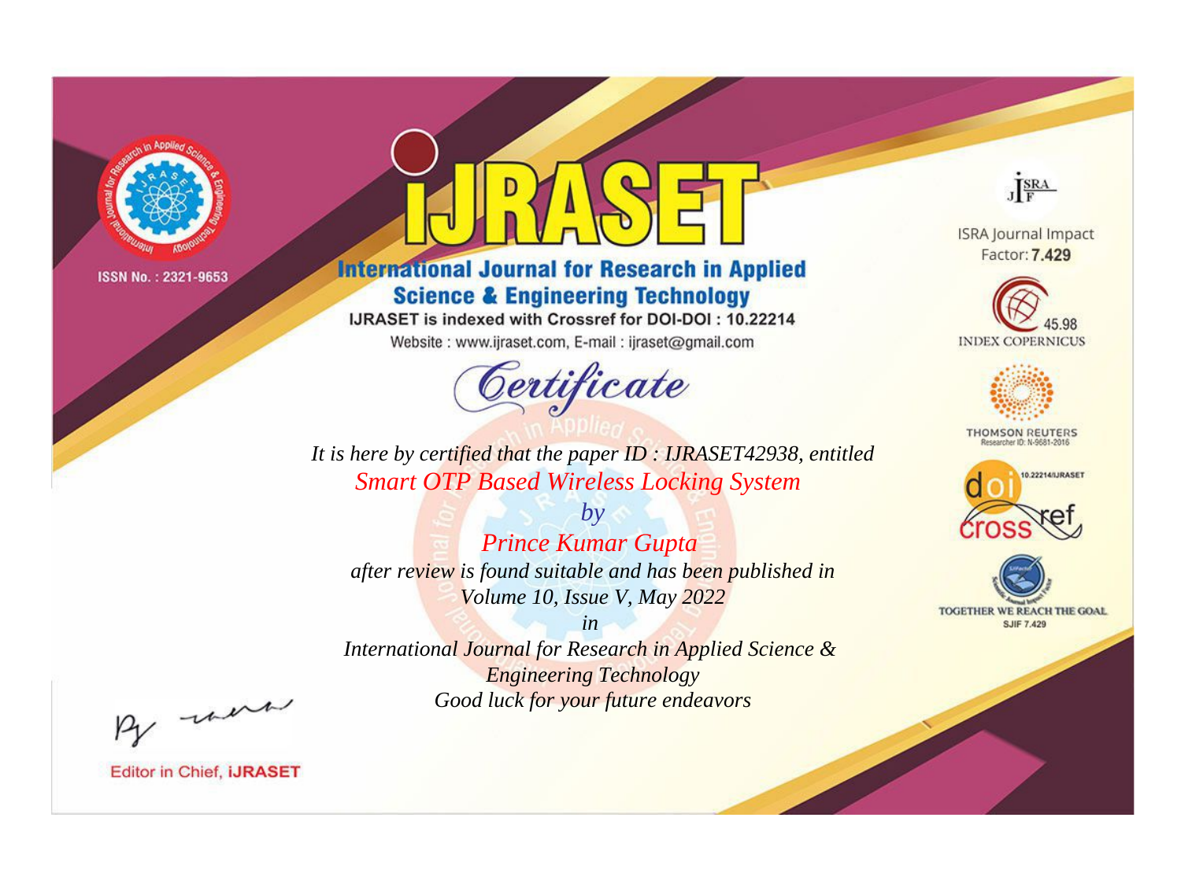ISSN No. : 2321-9653

# iJRASET

## International Journal for Research in Applied Science & Engineering Technology

IJRASET is indexed with Crossref for DOI-DOI : 10.22214

Website : www.ijraset.com, E-mail : ijraset@gmail.com

# *Certificate*

*It is here by certified that the paper ID : IJRASET42938, entitled*

*Smart OTP Based Wireless Locking System*

*by*

*Prince Kumar Gupta*

*after review is found suitable and has been published in*

*Volume 10, Issue V, May 2022*

*in*

*International Journal for Research in Applied Science & Engineering Technology*

*Good luck for your future endeavors*

ISRA Journal Impact Factor: **7.429**

45.98 INDEX COPERNICUS

THOMSON REUTERS Researcher ID: N-9681-2016

10.22214/IJRASET

TOGETHER WE REACH THE GOAL SJIF 7.429

Editor in Chief, **iJRASET**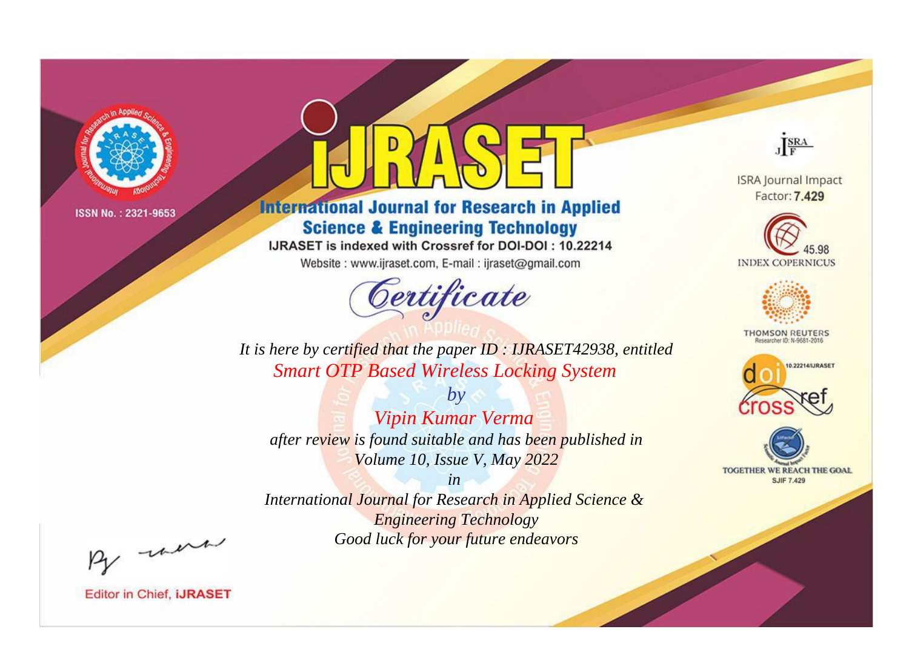ISSN No. : 2321-9653

# iJRASET

## International Journal for Research in Applied Science & Engineering Technology

IJRASET is indexed with Crossref for DOI-DOI : 10.22214

Website : www.ijraset.com, E-mail : ijraset@gmail.com

# Certificate

*It is here by certified that the paper ID : IJRASET42938, entitled*

*Smart OTP Based Wireless Locking System*

*by*

*Vipin Kumar Verma*

*after review is found suitable and has been published in*

*Volume 10, Issue V, May 2022*

*in*

*International Journal for Research in Applied Science & Engineering Technology*

*Good luck for your future endeavors*

ISRA Journal Impact Factor: **7.429**

45.98 INDEX COPERNICUS

THOMSON REUTERS Researcher ID: N-9681-2016

10.22214/IJRASET crossref

TOGETHER WE REACH THE GOAL SJIF 7.429

Editor in Chief, **iJRASET**